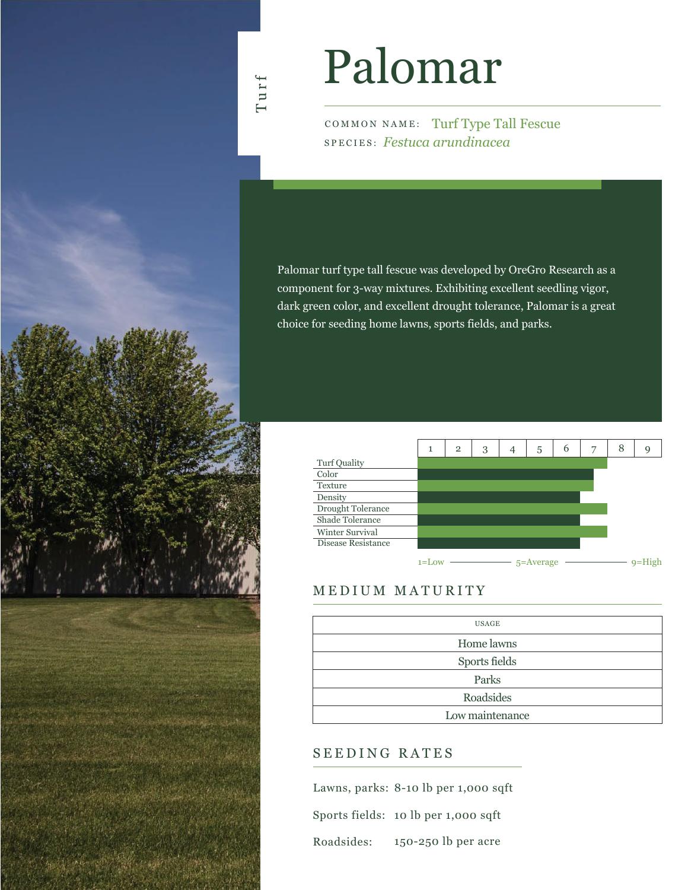Turf

# Palomar

COMMON NAME: Turf Type Tall Fescue
SPECIES: *Festuca arundinacea*

Palomar turf type tall fescue was developed by OreGro Research as a component for 3-way mixtures. Exhibiting excellent seedling vigor, dark green color, and excellent drought tolerance, Palomar is a great choice for seeding home lawns, sports fields, and parks.

| Characteristic | Rating (1–9) |
|---|---|
| Turf Quality | 7 |
| Color | 6.5 |
| Texture | 6.5 |
| Density | 6 |
| Drought Tolerance | 7 |
| Shade Tolerance | 6 |
| Winter Survival | 7 |
| Disease Resistance | 6 |

1=Low — 5=Average — 9=High

## MEDIUM MATURITY

| USAGE |
|---|
| Home lawns |
| Sports fields |
| Parks |
| Roadsides |
| Low maintenance |

## SEEDING RATES

Lawns, parks: 8-10 lb per 1,000 sqft

Sports fields: 10 lb per 1,000 sqft

Roadsides: 150-250 lb per acre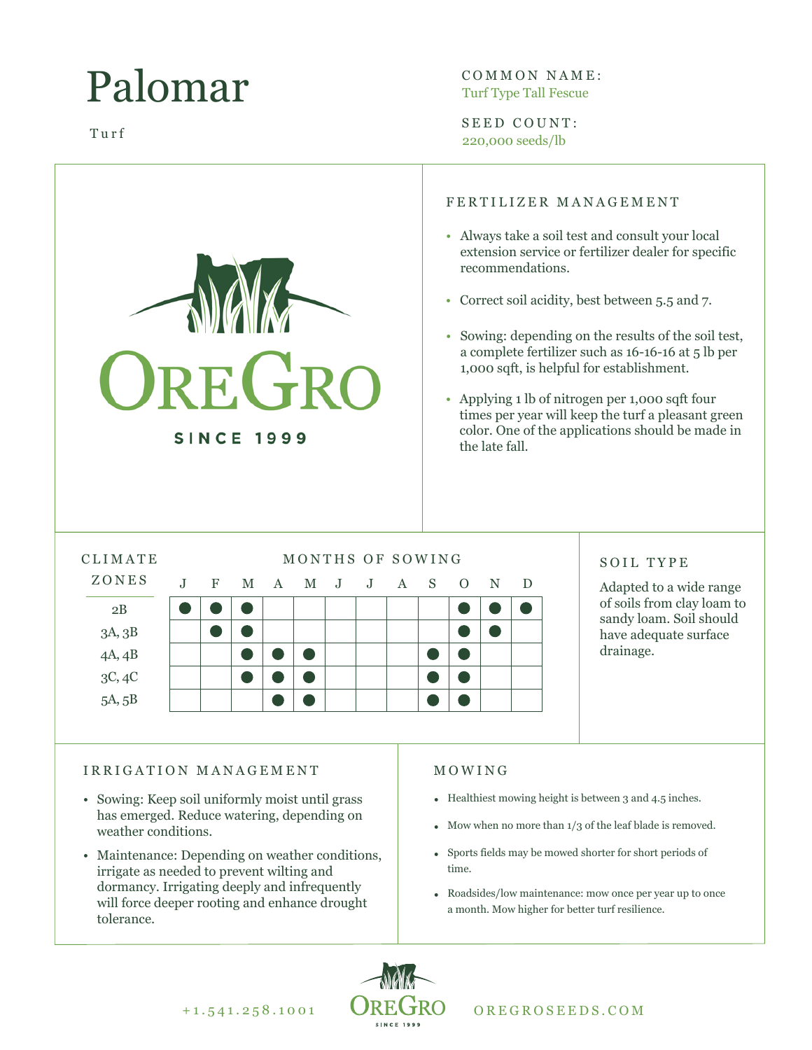# Palomar

Turf

**COMMON NAME:**
Turf Type Tall Fescue

**SEED COUNT:**
220,000 seeds/lb

OreGro

SINCE 1999

## FERTILIZER MANAGEMENT

- Always take a soil test and consult your local extension service or fertilizer dealer for specific recommendations.
- Correct soil acidity, best between 5.5 and 7.
- Sowing: depending on the results of the soil test, a complete fertilizer such as 16-16-16 at 5 lb per 1,000 sqft, is helpful for establishment.
- Applying 1 lb of nitrogen per 1,000 sqft four times per year will keep the turf a pleasant green color. One of the applications should be made in the late fall.

## MONTHS OF SOWING

| CLIMATE ZONES | J | F | M | A | M | J | J | A | S | O | N | D |
|---|---|---|---|---|---|---|---|---|---|---|---|---|
| 2B | ● | ● | ● | | | | | | | ● | ● | ● |
| 3A, 3B | | ● | ● | | | | | | | ● | ● | |
| 4A, 4B | | | ● | ● | ● | | | | ● | ● | | |
| 3C, 4C | | | ● | ● | ● | | | | ● | ● | | |
| 5A, 5B | | | | ● | ● | | | | ● | ● | | |

## SOIL TYPE

Adapted to a wide range of soils from clay loam to sandy loam. Soil should have adequate surface drainage.

## IRRIGATION MANAGEMENT

- Sowing: Keep soil uniformly moist until grass has emerged. Reduce watering, depending on weather conditions.
- Maintenance: Depending on weather conditions, irrigate as needed to prevent wilting and dormancy. Irrigating deeply and infrequently will force deeper rooting and enhance drought tolerance.

## MOWING

- Healthiest mowing height is between 3 and 4.5 inches.
- Mow when no more than 1/3 of the leaf blade is removed.
- Sports fields may be mowed shorter for short periods of time.
- Roadsides/low maintenance: mow once per year up to once a month. Mow higher for better turf resilience.

+1.541.258.1001 OreGro SINCE 1999 OREGROSEEDS.COM